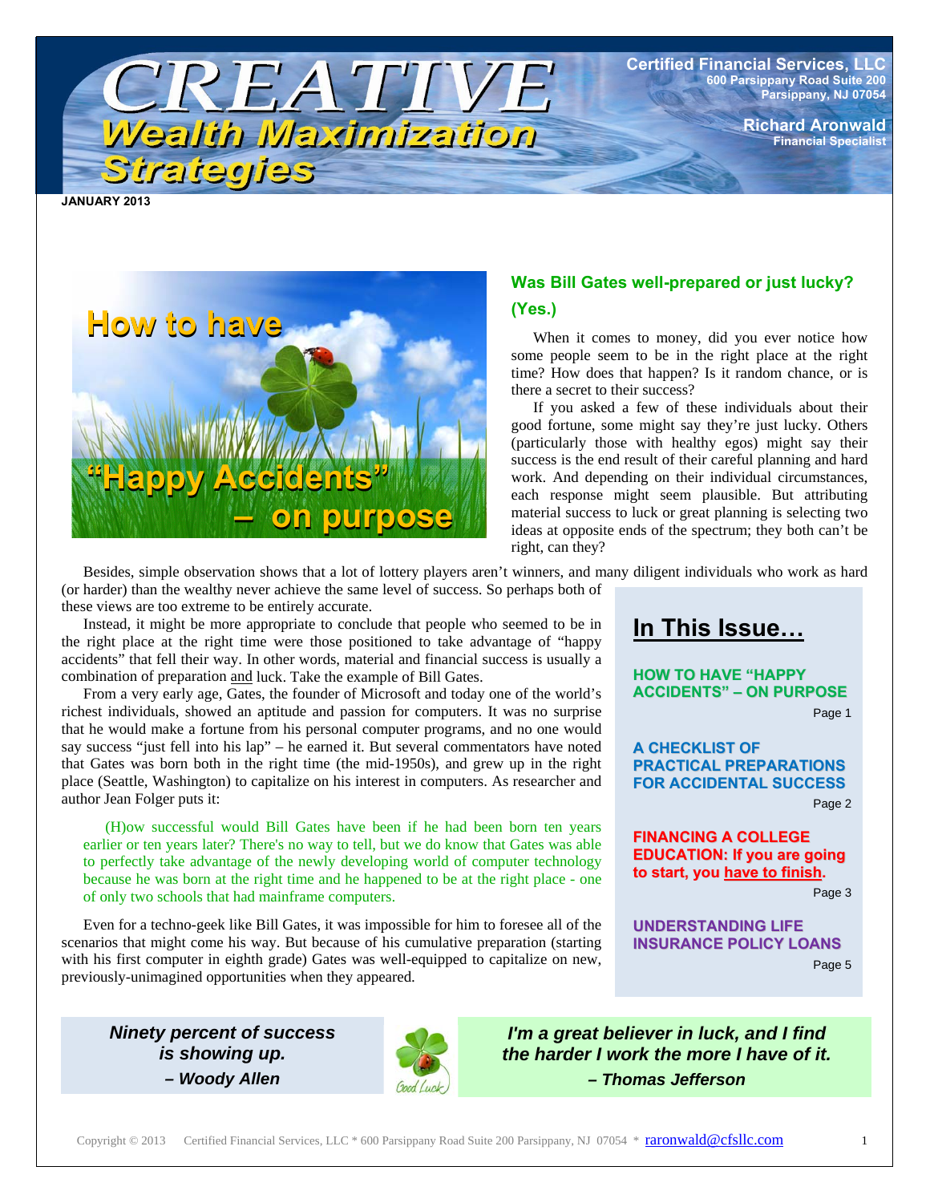# CREATIVE Wealth Maximization Strategies

**Certified Financial Services, LLC**
600 Parsippany Road Suite 200
Parsippany, NJ 07054

**Richard Aronwald**
Financial Specialist

**JANUARY 2013**

## How to have "Happy Accidents" – on purpose

### Was Bill Gates well-prepared or just lucky? (Yes.)

When it comes to money, did you ever notice how some people seem to be in the right place at the right time? How does that happen? Is it random chance, or is there a secret to their success?

If you asked a few of these individuals about their good fortune, some might say they're just lucky. Others (particularly those with healthy egos) might say their success is the end result of their careful planning and hard work. And depending on their individual circumstances, each response might seem plausible. But attributing material success to luck or great planning is selecting two ideas at opposite ends of the spectrum; they both can't be right, can they?

Besides, simple observation shows that a lot of lottery players aren't winners, and many diligent individuals who work as hard (or harder) than the wealthy never achieve the same level of success. So perhaps both of these views are too extreme to be entirely accurate.

Instead, it might be more appropriate to conclude that people who seemed to be in the right place at the right time were those positioned to take advantage of "happy accidents" that fell their way. In other words, material and financial success is usually a combination of preparation and luck. Take the example of Bill Gates.

From a very early age, Gates, the founder of Microsoft and today one of the world's richest individuals, showed an aptitude and passion for computers. It was no surprise that he would make a fortune from his personal computer programs, and no one would say success "just fell into his lap" – he earned it. But several commentators have noted that Gates was born both in the right time (the mid-1950s), and grew up in the right place (Seattle, Washington) to capitalize on his interest in computers. As researcher and author Jean Folger puts it:

> (H)ow successful would Bill Gates have been if he had been born ten years earlier or ten years later? There's no way to tell, but we do know that Gates was able to perfectly take advantage of the newly developing world of computer technology because he was born at the right time and he happened to be at the right place - one of only two schools that had mainframe computers.

Even for a techno-geek like Bill Gates, it was impossible for him to foresee all of the scenarios that might come his way. But because of his cumulative preparation (starting with his first computer in eighth grade) Gates was well-equipped to capitalize on new, previously-unimagined opportunities when they appeared.

## In This Issue…

- **HOW TO HAVE "HAPPY ACCIDENTS" – ON PURPOSE** — Page 1
- **A CHECKLIST OF PRACTICAL PREPARATIONS FOR ACCIDENTAL SUCCESS** — Page 2
- **FINANCING A COLLEGE EDUCATION: If you are going to start, you have to finish.** — Page 3
- **UNDERSTANDING LIFE INSURANCE POLICY LOANS** — Page 5

> ***Ninety percent of success is showing up.***
> ***– Woody Allen***

> ***I'm a great believer in luck, and I find the harder I work the more I have of it.***
> ***– Thomas Jefferson***

Copyright © 2013 Certified Financial Services, LLC * 600 Parsippany Road Suite 200 Parsippany, NJ 07054 * raronwald@cfsllc.com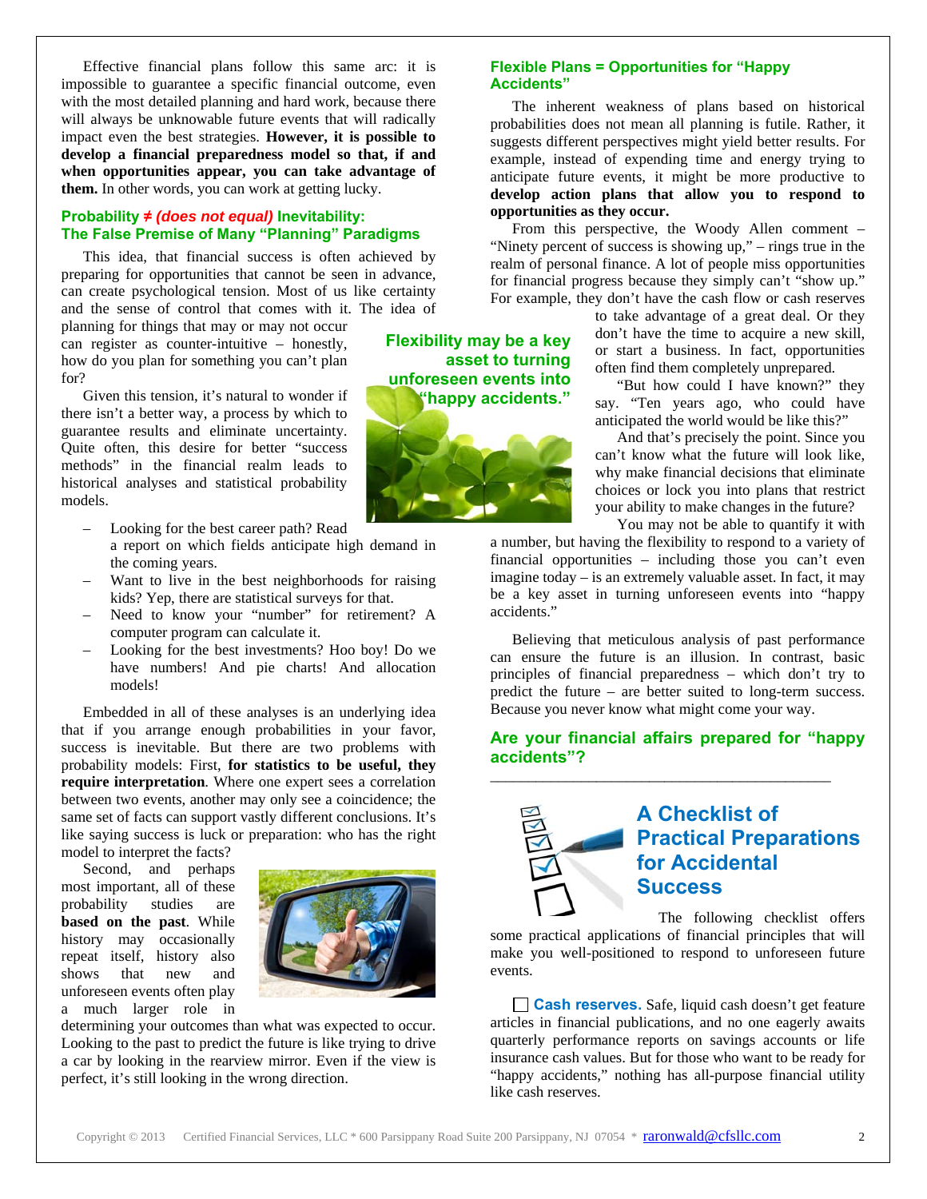Effective financial plans follow this same arc: it is impossible to guarantee a specific financial outcome, even with the most detailed planning and hard work, because there will always be unknowable future events that will radically impact even the best strategies. **However, it is possible to develop a financial preparedness model so that, if and when opportunities appear, you can take advantage of them.** In other words, you can work at getting lucky.

## Probability ≠ *(does not equal)* Inevitability: The False Premise of Many "Planning" Paradigms

This idea, that financial success is often achieved by preparing for opportunities that cannot be seen in advance, can create psychological tension. Most of us like certainty and the sense of control that comes with it. The idea of planning for things that may or may not occur can register as counter-intuitive – honestly, how do you plan for something you can't plan for?

Given this tension, it's natural to wonder if there isn't a better way, a process by which to guarantee results and eliminate uncertainty. Quite often, this desire for better "success methods" in the financial realm leads to historical analyses and statistical probability models.

- Looking for the best career path? Read a report on which fields anticipate high demand in the coming years.
- Want to live in the best neighborhoods for raising kids? Yep, there are statistical surveys for that.
- Need to know your "number" for retirement? A computer program can calculate it.
- Looking for the best investments? Hoo boy! Do we have numbers! And pie charts! And allocation models!

Embedded in all of these analyses is an underlying idea that if you arrange enough probabilities in your favor, success is inevitable. But there are two problems with probability models: First, **for statistics to be useful, they require interpretation**. Where one expert sees a correlation between two events, another may only see a coincidence; the same set of facts can support vastly different conclusions. It's like saying success is luck or preparation: who has the right model to interpret the facts?

Second, and perhaps most important, all of these probability studies are **based on the past**. While history may occasionally repeat itself, history also shows that new and unforeseen events often play a much larger role in determining your outcomes than what was expected to occur. Looking to the past to predict the future is like trying to drive a car by looking in the rearview mirror. Even if the view is perfect, it's still looking in the wrong direction.

## Flexible Plans = Opportunities for "Happy Accidents"

The inherent weakness of plans based on historical probabilities does not mean all planning is futile. Rather, it suggests different perspectives might yield better results. For example, instead of expending time and energy trying to anticipate future events, it might be more productive to **develop action plans that allow you to respond to opportunities as they occur.**

From this perspective, the Woody Allen comment – "Ninety percent of success is showing up," – rings true in the realm of personal finance. A lot of people miss opportunities for financial progress because they simply can't "show up." For example, they don't have the cash flow or cash reserves to take advantage of a great deal. Or they don't have the time to acquire a new skill, or start a business. In fact, opportunities often find them completely unprepared.

**Flexibility may be a key asset to turning unforeseen events into "happy accidents."**

"But how could I have known?" they say. "Ten years ago, who could have anticipated the world would be like this?"

And that's precisely the point. Since you can't know what the future will look like, why make financial decisions that eliminate choices or lock you into plans that restrict your ability to make changes in the future?

You may not be able to quantify it with a number, but having the flexibility to respond to a variety of financial opportunities – including those you can't even imagine today – is an extremely valuable asset. In fact, it may be a key asset in turning unforeseen events into "happy accidents."

Believing that meticulous analysis of past performance can ensure the future is an illusion. In contrast, basic principles of financial preparedness – which don't try to predict the future – are better suited to long-term success. Because you never know what might come your way.

## Are your financial affairs prepared for "happy accidents"?

---

## A Checklist of Practical Preparations for Accidental Success

The following checklist offers some practical applications of financial principles that will make you well-positioned to respond to unforeseen future events.

☐ **Cash reserves.** Safe, liquid cash doesn't get feature articles in financial publications, and no one eagerly awaits quarterly performance reports on savings accounts or life insurance cash values. But for those who want to be ready for "happy accidents," nothing has all-purpose financial utility like cash reserves.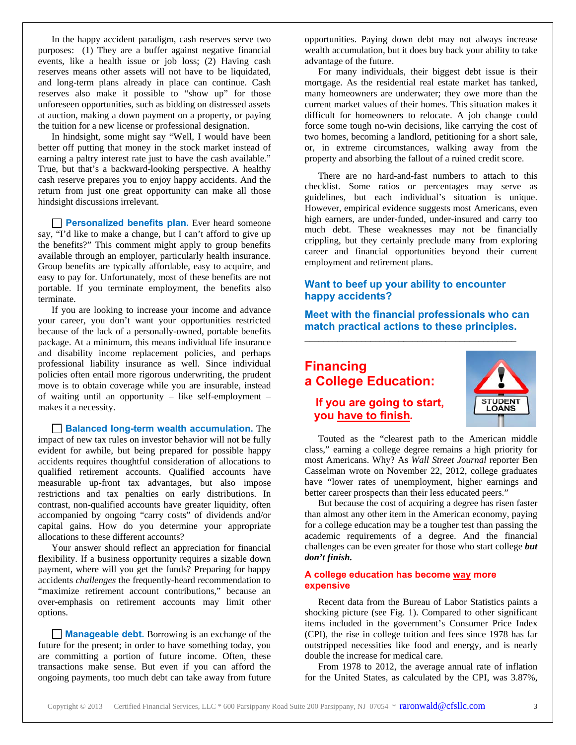In the happy accident paradigm, cash reserves serve two purposes: (1) They are a buffer against negative financial events, like a health issue or job loss; (2) Having cash reserves means other assets will not have to be liquidated, and long-term plans already in place can continue. Cash reserves also make it possible to "show up" for those unforeseen opportunities, such as bidding on distressed assets at auction, making a down payment on a property, or paying the tuition for a new license or professional designation.

In hindsight, some might say "Well, I would have been better off putting that money in the stock market instead of earning a paltry interest rate just to have the cash available." True, but that's a backward-looking perspective. A healthy cash reserve prepares you to enjoy happy accidents. And the return from just one great opportunity can make all those hindsight discussions irrelevant.

☐ **Personalized benefits plan.** Ever heard someone say, "I'd like to make a change, but I can't afford to give up the benefits?" This comment might apply to group benefits available through an employer, particularly health insurance. Group benefits are typically affordable, easy to acquire, and easy to pay for. Unfortunately, most of these benefits are not portable. If you terminate employment, the benefits also terminate.

If you are looking to increase your income and advance your career, you don't want your opportunities restricted because of the lack of a personally-owned, portable benefits package. At a minimum, this means individual life insurance and disability income replacement policies, and perhaps professional liability insurance as well. Since individual policies often entail more rigorous underwriting, the prudent move is to obtain coverage while you are insurable, instead of waiting until an opportunity – like self-employment – makes it a necessity.

☐ **Balanced long-term wealth accumulation.** The impact of new tax rules on investor behavior will not be fully evident for awhile, but being prepared for possible happy accidents requires thoughtful consideration of allocations to qualified retirement accounts. Qualified accounts have measurable up-front tax advantages, but also impose restrictions and tax penalties on early distributions. In contrast, non-qualified accounts have greater liquidity, often accompanied by ongoing "carry costs" of dividends and/or capital gains. How do you determine your appropriate allocations to these different accounts?

Your answer should reflect an appreciation for financial flexibility. If a business opportunity requires a sizable down payment, where will you get the funds? Preparing for happy accidents *challenges* the frequently-heard recommendation to "maximize retirement account contributions," because an over-emphasis on retirement accounts may limit other options.

☐ **Manageable debt.** Borrowing is an exchange of the future for the present; in order to have something today, you are committing a portion of future income. Often, these transactions make sense. But even if you can afford the ongoing payments, too much debt can take away from future opportunities. Paying down debt may not always increase wealth accumulation, but it does buy back your ability to take advantage of the future.

For many individuals, their biggest debt issue is their mortgage. As the residential real estate market has tanked, many homeowners are underwater; they owe more than the current market values of their homes. This situation makes it difficult for homeowners to relocate. A job change could force some tough no-win decisions, like carrying the cost of two homes, becoming a landlord, petitioning for a short sale, or, in extreme circumstances, walking away from the property and absorbing the fallout of a ruined credit score.

There are no hard-and-fast numbers to attach to this checklist. Some ratios or percentages may serve as guidelines, but each individual's situation is unique. However, empirical evidence suggests most Americans, even high earners, are under-funded, under-insured and carry too much debt. These weaknesses may not be financially crippling, but they certainly preclude many from exploring career and financial opportunities beyond their current employment and retirement plans.

**Want to beef up your ability to encounter happy accidents?**

**Meet with the financial professionals who can match practical actions to these principles.**

---

## Financing a College Education:

### If you are going to start, you have to finish.

Touted as the "clearest path to the American middle class," earning a college degree remains a high priority for most Americans. Why? As *Wall Street Journal* reporter Ben Casselman wrote on November 22, 2012, college graduates have "lower rates of unemployment, higher earnings and better career prospects than their less educated peers."

But because the cost of acquiring a degree has risen faster than almost any other item in the American economy, paying for a college education may be a tougher test than passing the academic requirements of a degree. And the financial challenges can be even greater for those who start college ***but don't finish.***

### A college education has become way more expensive

Recent data from the Bureau of Labor Statistics paints a shocking picture (see Fig. 1). Compared to other significant items included in the government's Consumer Price Index (CPI), the rise in college tuition and fees since 1978 has far outstripped necessities like food and energy, and is nearly double the increase for medical care.

From 1978 to 2012, the average annual rate of inflation for the United States, as calculated by the CPI, was 3.87%,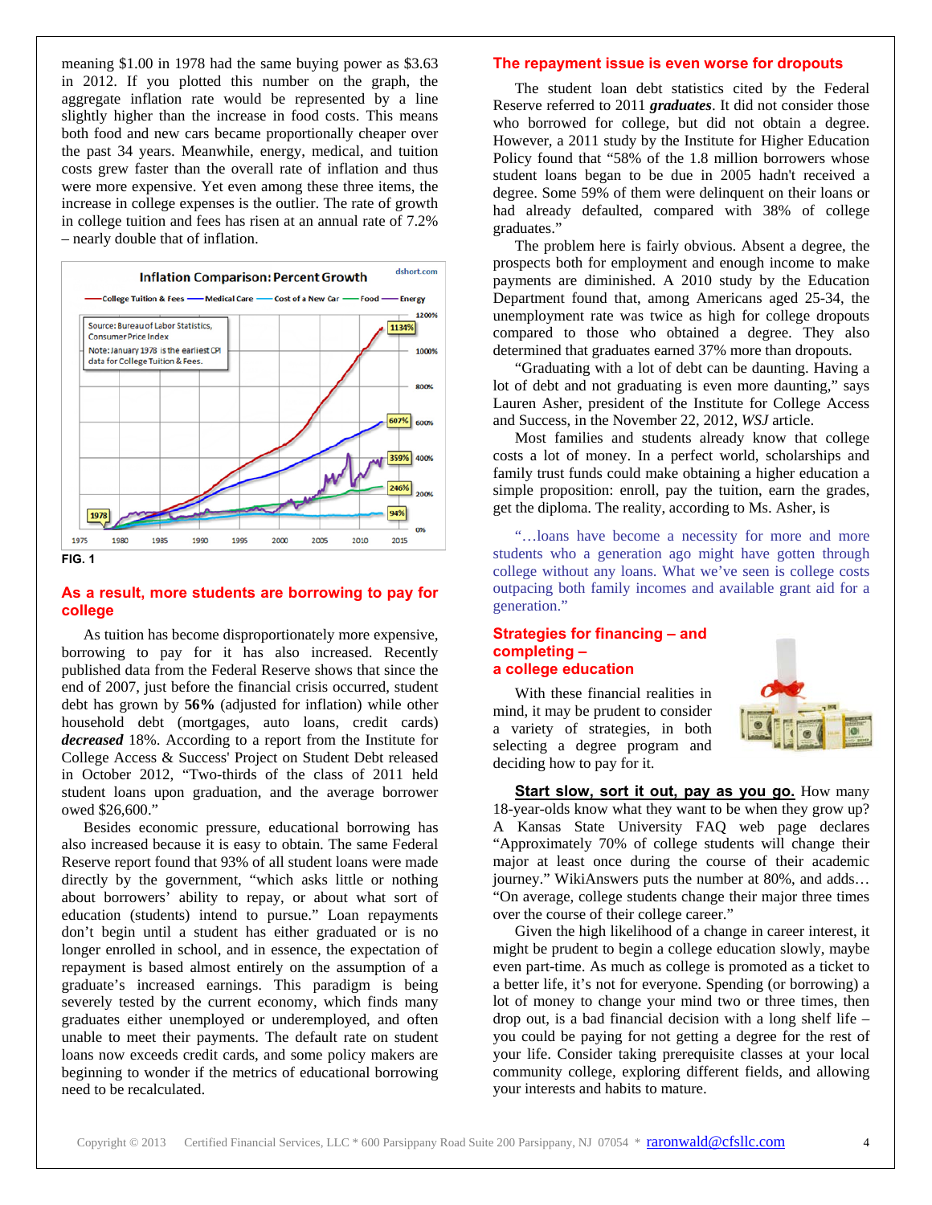meaning $1.00 in 1978 had the same buying power as $3.63 in 2012. If you plotted this number on the graph, the aggregate inflation rate would be represented by a line slightly higher than the increase in food costs. This means both food and new cars became proportionally cheaper over the past 34 years. Meanwhile, energy, medical, and tuition costs grew faster than the overall rate of inflation and thus were more expensive. Yet even among these three items, the increase in college expenses is the outlier. The rate of growth in college tuition and fees has risen at an annual rate of 7.2% – nearly double that of inflation.

FIG. 1

## As a result, more students are borrowing to pay for college

As tuition has become disproportionately more expensive, borrowing to pay for it has also increased. Recently published data from the Federal Reserve shows that since the end of 2007, just before the financial crisis occurred, student debt has grown by **56%** (adjusted for inflation) while other household debt (mortgages, auto loans, credit cards) ***decreased*** 18%. According to a report from the Institute for College Access & Success' Project on Student Debt released in October 2012, "Two-thirds of the class of 2011 held student loans upon graduation, and the average borrower owed $26,600."

Besides economic pressure, educational borrowing has also increased because it is easy to obtain. The same Federal Reserve report found that 93% of all student loans were made directly by the government, "which asks little or nothing about borrowers' ability to repay, or about what sort of education (students) intend to pursue." Loan repayments don't begin until a student has either graduated or is no longer enrolled in school, and in essence, the expectation of repayment is based almost entirely on the assumption of a graduate's increased earnings. This paradigm is being severely tested by the current economy, which finds many graduates either unemployed or underemployed, and often unable to meet their payments. The default rate on student loans now exceeds credit cards, and some policy makers are beginning to wonder if the metrics of educational borrowing need to be recalculated.

## The repayment issue is even worse for dropouts

The student loan debt statistics cited by the Federal Reserve referred to 2011 ***graduates***. It did not consider those who borrowed for college, but did not obtain a degree. However, a 2011 study by the Institute for Higher Education Policy found that "58% of the 1.8 million borrowers whose student loans began to be due in 2005 hadn't received a degree. Some 59% of them were delinquent on their loans or had already defaulted, compared with 38% of college graduates."

The problem here is fairly obvious. Absent a degree, the prospects both for employment and enough income to make payments are diminished. A 2010 study by the Education Department found that, among Americans aged 25-34, the unemployment rate was twice as high for college dropouts compared to those who obtained a degree. They also determined that graduates earned 37% more than dropouts.

"Graduating with a lot of debt can be daunting. Having a lot of debt and not graduating is even more daunting," says Lauren Asher, president of the Institute for College Access and Success, in the November 22, 2012, *WSJ* article.

Most families and students already know that college costs a lot of money. In a perfect world, scholarships and family trust funds could make obtaining a higher education a simple proposition: enroll, pay the tuition, earn the grades, get the diploma. The reality, according to Ms. Asher, is

> "…loans have become a necessity for more and more students who a generation ago might have gotten through college without any loans. What we've seen is college costs outpacing both family incomes and available grant aid for a generation."

## Strategies for financing – and completing – a college education

With these financial realities in mind, it may be prudent to consider a variety of strategies, in both selecting a degree program and deciding how to pay for it.

**Start slow, sort it out, pay as you go.** How many 18-year-olds know what they want to be when they grow up? A Kansas State University FAQ web page declares "Approximately 70% of college students will change their major at least once during the course of their academic journey." WikiAnswers puts the number at 80%, and adds… "On average, college students change their major three times over the course of their college career."

Given the high likelihood of a change in career interest, it might be prudent to begin a college education slowly, maybe even part-time. As much as college is promoted as a ticket to a better life, it's not for everyone. Spending (or borrowing) a lot of money to change your mind two or three times, then drop out, is a bad financial decision with a long shelf life – you could be paying for not getting a degree for the rest of your life. Consider taking prerequisite classes at your local community college, exploring different fields, and allowing your interests and habits to mature.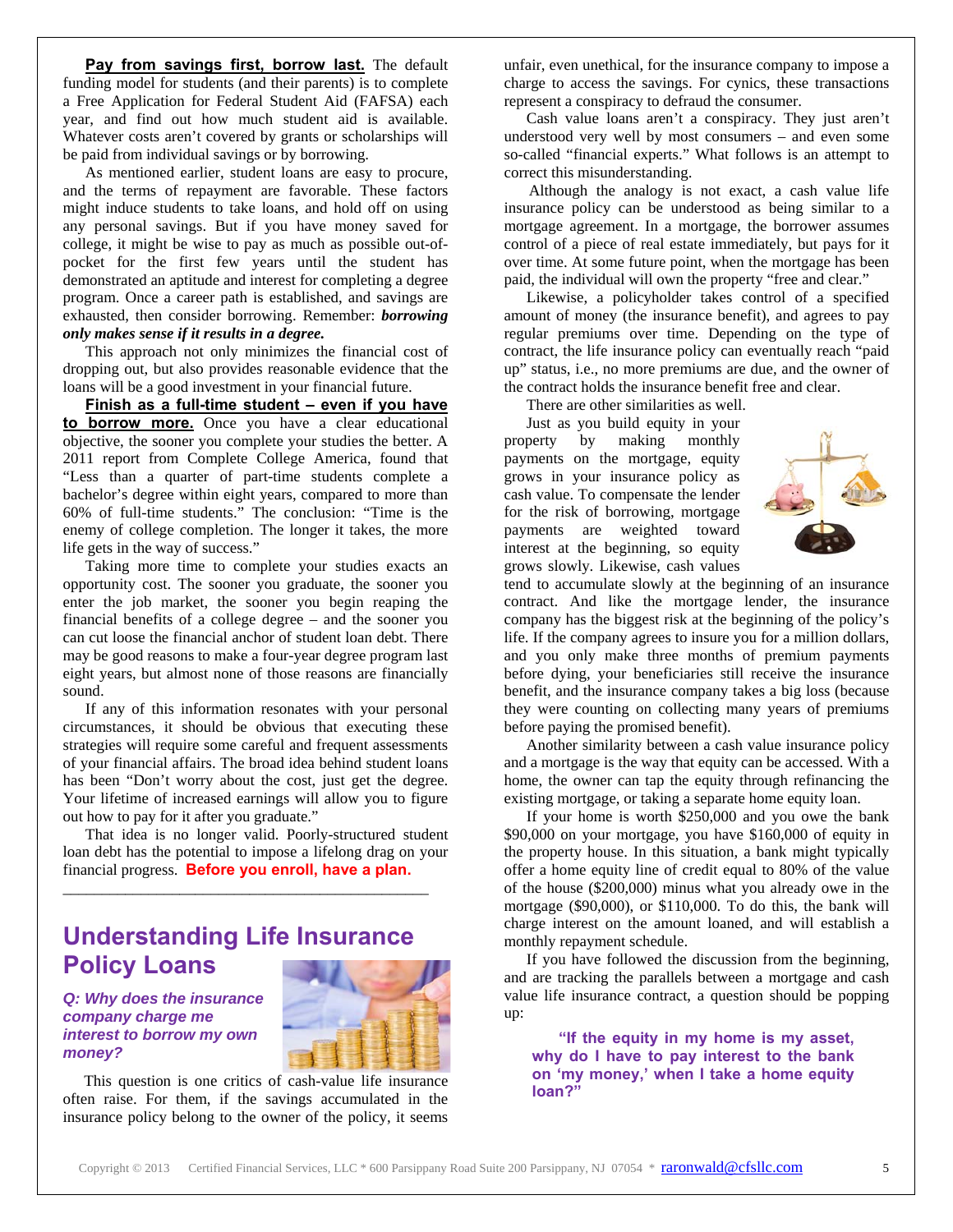**Pay from savings first, borrow last.** The default funding model for students (and their parents) is to complete a Free Application for Federal Student Aid (FAFSA) each year, and find out how much student aid is available. Whatever costs aren't covered by grants or scholarships will be paid from individual savings or by borrowing.

As mentioned earlier, student loans are easy to procure, and the terms of repayment are favorable. These factors might induce students to take loans, and hold off on using any personal savings. But if you have money saved for college, it might be wise to pay as much as possible out-of-pocket for the first few years until the student has demonstrated an aptitude and interest for completing a degree program. Once a career path is established, and savings are exhausted, then consider borrowing. Remember: ***borrowing only makes sense if it results in a degree.***

This approach not only minimizes the financial cost of dropping out, but also provides reasonable evidence that the loans will be a good investment in your financial future.

**Finish as a full-time student – even if you have to borrow more.** Once you have a clear educational objective, the sooner you complete your studies the better. A 2011 report from Complete College America, found that "Less than a quarter of part-time students complete a bachelor's degree within eight years, compared to more than 60% of full-time students." The conclusion: "Time is the enemy of college completion. The longer it takes, the more life gets in the way of success."

Taking more time to complete your studies exacts an opportunity cost. The sooner you graduate, the sooner you enter the job market, the sooner you begin reaping the financial benefits of a college degree – and the sooner you can cut loose the financial anchor of student loan debt. There may be good reasons to make a four-year degree program last eight years, but almost none of those reasons are financially sound.

If any of this information resonates with your personal circumstances, it should be obvious that executing these strategies will require some careful and frequent assessments of your financial affairs. The broad idea behind student loans has been "Don't worry about the cost, just get the degree. Your lifetime of increased earnings will allow you to figure out how to pay for it after you graduate."

That idea is no longer valid. Poorly-structured student loan debt has the potential to impose a lifelong drag on your financial progress. **Before you enroll, have a plan.**

---

## Understanding Life Insurance Policy Loans

***Q: Why does the insurance company charge me interest to borrow my own money?***

This question is one critics of cash-value life insurance often raise. For them, if the savings accumulated in the insurance policy belong to the owner of the policy, it seems unfair, even unethical, for the insurance company to impose a charge to access the savings. For cynics, these transactions represent a conspiracy to defraud the consumer.

Cash value loans aren't a conspiracy. They just aren't understood very well by most consumers – and even some so-called "financial experts." What follows is an attempt to correct this misunderstanding.

Although the analogy is not exact, a cash value life insurance policy can be understood as being similar to a mortgage agreement. In a mortgage, the borrower assumes control of a piece of real estate immediately, but pays for it over time. At some future point, when the mortgage has been paid, the individual will own the property "free and clear."

Likewise, a policyholder takes control of a specified amount of money (the insurance benefit), and agrees to pay regular premiums over time. Depending on the type of contract, the life insurance policy can eventually reach "paid up" status, i.e., no more premiums are due, and the owner of the contract holds the insurance benefit free and clear.

There are other similarities as well.

Just as you build equity in your property by making monthly payments on the mortgage, equity grows in your insurance policy as cash value. To compensate the lender for the risk of borrowing, mortgage payments are weighted toward interest at the beginning, so equity grows slowly. Likewise, cash values tend to accumulate slowly at the beginning of an insurance contract. And like the mortgage lender, the insurance company has the biggest risk at the beginning of the policy's life. If the company agrees to insure you for a million dollars, and you only make three months of premium payments before dying, your beneficiaries still receive the insurance benefit, and the insurance company takes a big loss (because they were counting on collecting many years of premiums before paying the promised benefit).

Another similarity between a cash value insurance policy and a mortgage is the way that equity can be accessed. With a home, the owner can tap the equity through refinancing the existing mortgage, or taking a separate home equity loan.

If your home is worth $250,000 and you owe the bank $90,000 on your mortgage, you have $160,000 of equity in the property house. In this situation, a bank might typically offer a home equity line of credit equal to 80% of the value of the house ($200,000) minus what you already owe in the mortgage ($90,000), or $110,000. To do this, the bank will charge interest on the amount loaned, and will establish a monthly repayment schedule.

If you have followed the discussion from the beginning, and are tracking the parallels between a mortgage and cash value life insurance contract, a question should be popping up:

> **"If the equity in my home is my asset, why do I have to pay interest to the bank on 'my money,' when I take a home equity loan?"**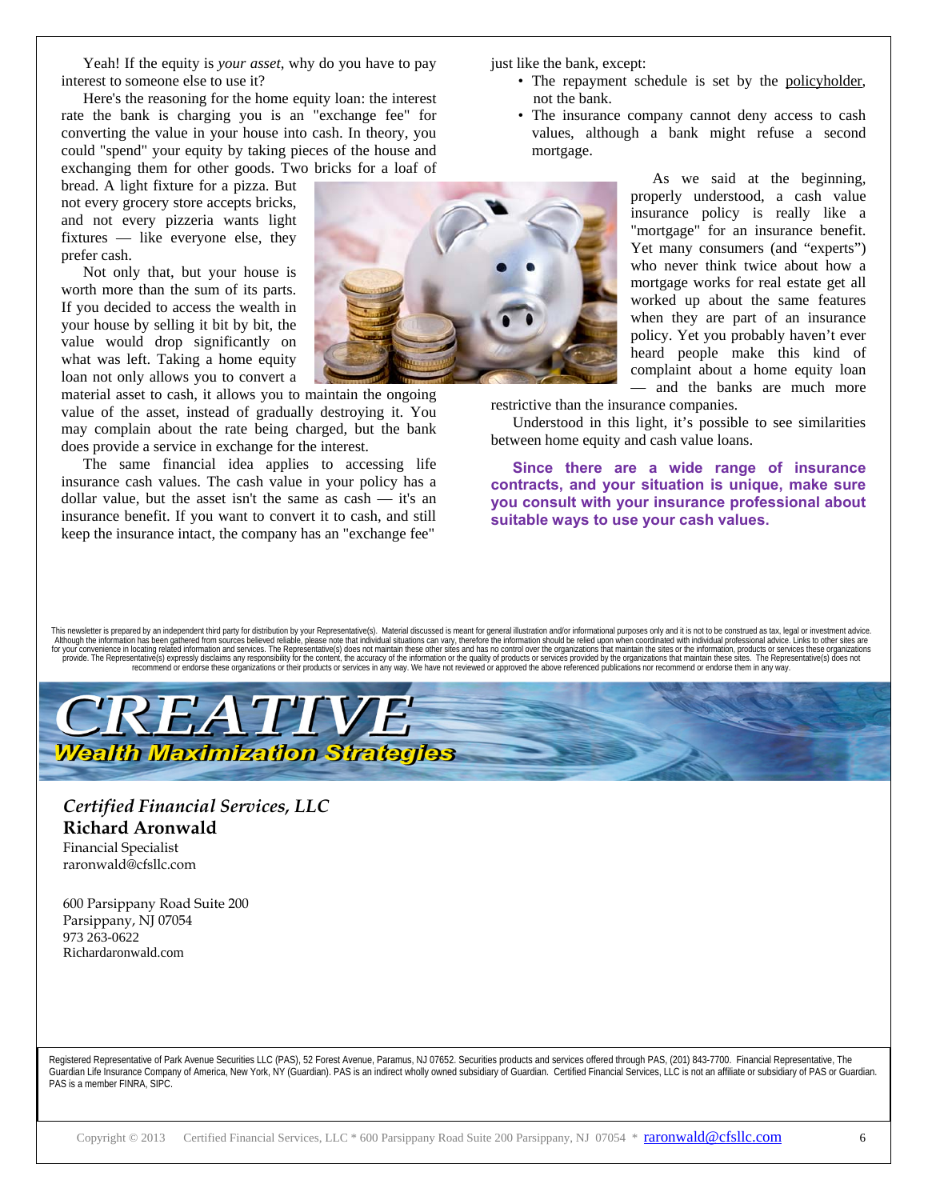Yeah! If the equity is *your asset*, why do you have to pay interest to someone else to use it?

Here's the reasoning for the home equity loan: the interest rate the bank is charging you is an "exchange fee" for converting the value in your house into cash. In theory, you could "spend" your equity by taking pieces of the house and exchanging them for other goods. Two bricks for a loaf of bread. A light fixture for a pizza. But not every grocery store accepts bricks, and not every pizzeria wants light fixtures — like everyone else, they prefer cash.

Not only that, but your house is worth more than the sum of its parts. If you decided to access the wealth in your house by selling it bit by bit, the value would drop significantly on what was left. Taking a home equity loan not only allows you to convert a material asset to cash, it allows you to maintain the ongoing value of the asset, instead of gradually destroying it. You may complain about the rate being charged, but the bank does provide a service in exchange for the interest.

The same financial idea applies to accessing life insurance cash values. The cash value in your policy has a dollar value, but the asset isn't the same as cash — it's an insurance benefit. If you want to convert it to cash, and still keep the insurance intact, the company has an "exchange fee" just like the bank, except:

- The repayment schedule is set by the policyholder, not the bank.
- The insurance company cannot deny access to cash values, although a bank might refuse a second mortgage.

As we said at the beginning, properly understood, a cash value insurance policy is really like a "mortgage" for an insurance benefit. Yet many consumers (and "experts") who never think twice about how a mortgage works for real estate get all worked up about the same features when they are part of an insurance policy. Yet you probably haven't ever heard people make this kind of complaint about a home equity loan — and the banks are much more restrictive than the insurance companies.

Understood in this light, it's possible to see similarities between home equity and cash value loans.

**Since there are a wide range of insurance contracts, and your situation is unique, make sure you consult with your insurance professional about suitable ways to use your cash values.**

This newsletter is prepared by an independent third party for distribution by your Representative(s). Material discussed is meant for general illustration and/or informational purposes only and it is not to be construed as tax, legal or investment advice. Although the information has been gathered from sources believed reliable, please note that individual situations can vary, therefore the information should be relied upon when coordinated with individual professional advice. Links to other sites are for your convenience in locating related information and services. The Representative(s) does not maintain these other sites and has no control over the organizations that maintain the sites or the information, products or services these organizations provide. The Representative(s) expressly disclaims any responsibility for the content, the accuracy of the information or the quality of products or services provided by the organizations that maintain these sites. The Representative(s) does not recommend or endorse these organizations or their products or services in any way. We have not reviewed or approved the above referenced publications nor recommend or endorse them in any way.

# CREATIVE

## Wealth Maximization Strategies

*Certified Financial Services, LLC*
**Richard Aronwald**
Financial Specialist
raronwald@cfsllc.com

600 Parsippany Road Suite 200
Parsippany, NJ 07054
973 263-0622
Richardaronwald.com

Registered Representative of Park Avenue Securities LLC (PAS), 52 Forest Avenue, Paramus, NJ 07652. Securities products and services offered through PAS, (201) 843-7700. Financial Representative, The Guardian Life Insurance Company of America, New York, NY (Guardian). PAS is an indirect wholly owned subsidiary of Guardian. Certified Financial Services, LLC is not an affiliate or subsidiary of PAS or Guardian. PAS is a member FINRA, SIPC.